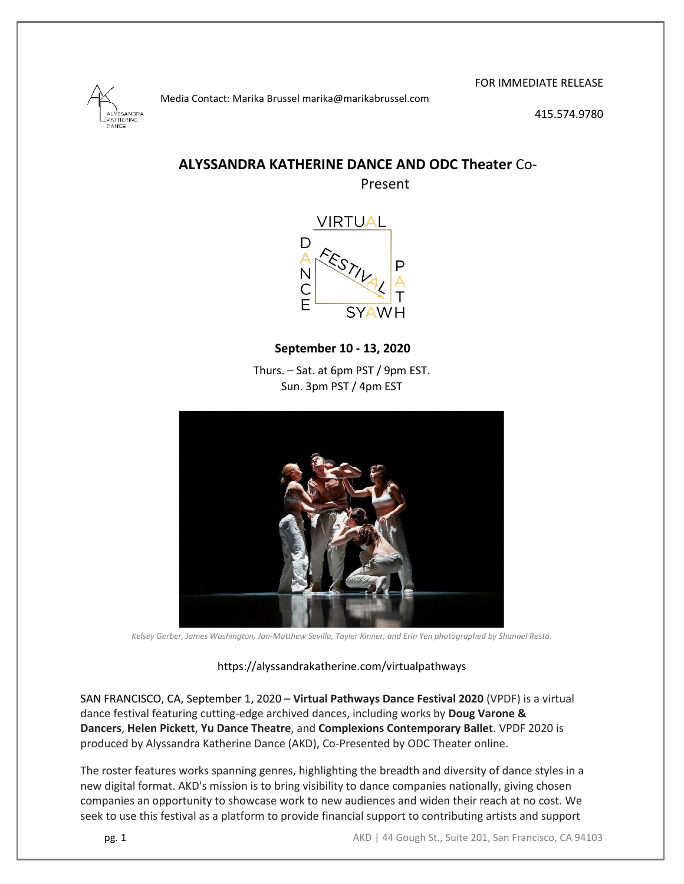FOR IMMEDIATE RELEASE

Media Contact: Marika Brussel marika@marikabrussel.com

415.574.9780

## **ALYSSANDRA KATHERINE DANCE AND ODC Theater** Co-Present

**September 10 - 13, 2020**

Thurs. – Sat. at 6pm PST / 9pm EST.
Sun. 3pm PST / 4pm EST

*Kelsey Gerber, James Washington, Jan-Matthew Sevilla, Tayler Kinner, and Erin Yen photographed by Shannel Resto.*

https://alyssandrakatherine.com/virtualpathways

SAN FRANCISCO, CA, September 1, 2020 – **Virtual Pathways Dance Festival 2020** (VPDF) is a virtual dance festival featuring cutting-edge archived dances, including works by **Doug Varone & Dancers**, **Helen Pickett**, **Yu Dance Theatre**, and **Complexions Contemporary Ballet**. VPDF 2020 is produced by Alyssandra Katherine Dance (AKD), Co-Presented by ODC Theater online.

The roster features works spanning genres, highlighting the breadth and diversity of dance styles in a new digital format. AKD's mission is to bring visibility to dance companies nationally, giving chosen companies an opportunity to showcase work to new audiences and widen their reach at no cost. We seek to use this festival as a platform to provide financial support to contributing artists and support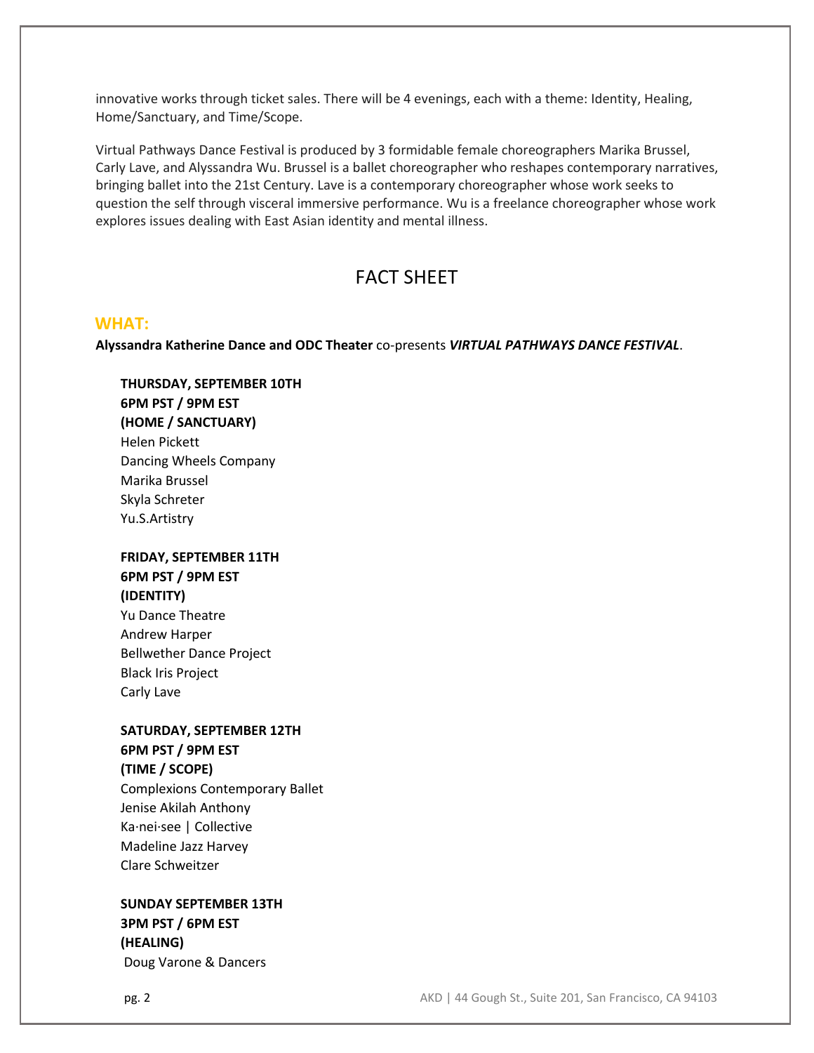innovative works through ticket sales. There will be 4 evenings, each with a theme: Identity, Healing, Home/Sanctuary, and Time/Scope.

Virtual Pathways Dance Festival is produced by 3 formidable female choreographers Marika Brussel, Carly Lave, and Alyssandra Wu. Brussel is a ballet choreographer who reshapes contemporary narratives, bringing ballet into the 21st Century. Lave is a contemporary choreographer whose work seeks to question the self through visceral immersive performance. Wu is a freelance choreographer whose work explores issues dealing with East Asian identity and mental illness.

# FACT SHEET

## WHAT:

**Alyssandra Katherine Dance and ODC Theater** co-presents ***VIRTUAL PATHWAYS DANCE FESTIVAL***.

**THURSDAY, SEPTEMBER 10TH**
**6PM PST / 9PM EST**
**(HOME / SANCTUARY)**
Helen Pickett
Dancing Wheels Company
Marika Brussel
Skyla Schreter
Yu.S.Artistry

**FRIDAY, SEPTEMBER 11TH**
**6PM PST / 9PM EST**
**(IDENTITY)**
Yu Dance Theatre
Andrew Harper
Bellwether Dance Project
Black Iris Project
Carly Lave

**SATURDAY, SEPTEMBER 12TH**
**6PM PST / 9PM EST**
**(TIME / SCOPE)**
Complexions Contemporary Ballet
Jenise Akilah Anthony
Ka·nei·see | Collective
Madeline Jazz Harvey
Clare Schweitzer

**SUNDAY SEPTEMBER 13TH**
**3PM PST / 6PM EST**
**(HEALING)**
Doug Varone & Dancers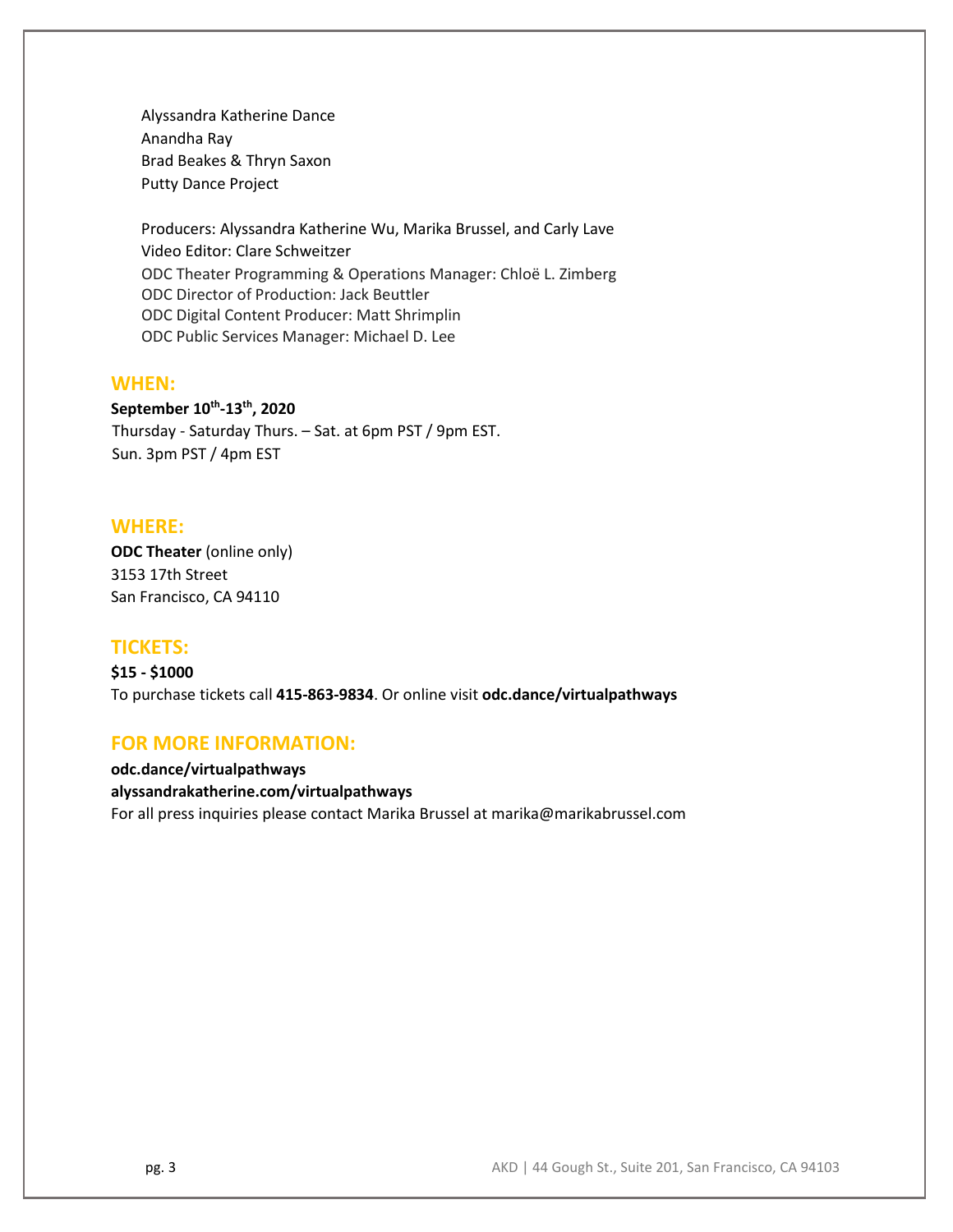Alyssandra Katherine Dance
Anandha Ray
Brad Beakes & Thryn Saxon
Putty Dance Project

Producers: Alyssandra Katherine Wu, Marika Brussel, and Carly Lave
Video Editor: Clare Schweitzer
ODC Theater Programming & Operations Manager: Chloë L. Zimberg
ODC Director of Production: Jack Beuttler
ODC Digital Content Producer: Matt Shrimplin
ODC Public Services Manager: Michael D. Lee

## WHEN:

**September 10th-13th, 2020**
Thursday - Saturday Thurs. – Sat. at 6pm PST / 9pm EST.
Sun. 3pm PST / 4pm EST

## WHERE:

**ODC Theater** (online only)
3153 17th Street
San Francisco, CA 94110

## TICKETS:

**$15 - $1000**
To purchase tickets call **415-863-9834**. Or online visit **odc.dance/virtualpathways**

## FOR MORE INFORMATION:

**odc.dance/virtualpathways**
**alyssandrakatherine.com/virtualpathways**
For all press inquiries please contact Marika Brussel at marika@marikabrussel.com